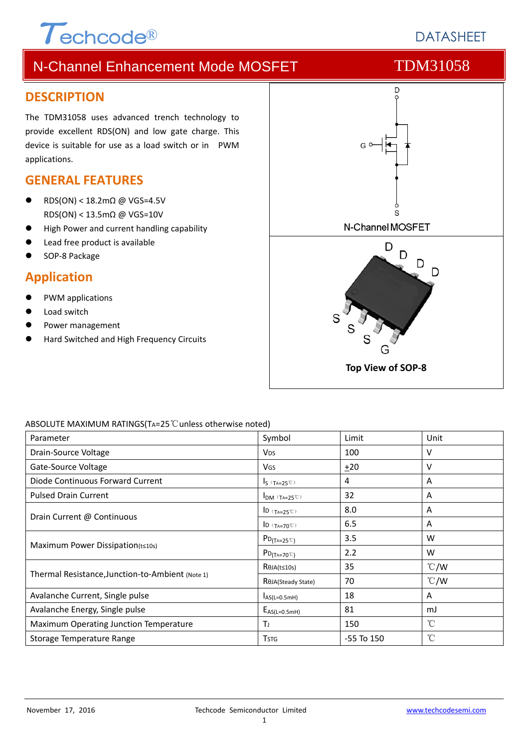# N-Channel Enhancement Mode MOSFET — TDM31058

## DESCRIPTION

The TDM31058 uses advanced trench technology to provide excellent RDS(ON) and low gate charge. This device is suitable for use as a load switch or in PWM applications.

## GENERAL FEATURES

- RDS(ON) < 18.2mΩ @ VGS=4.5V
  RDS(ON) < 13.5mΩ @ VGS=10V
- High Power and current handling capability
- Lead free product is available
- SOP-8 Package

## Application

- PWM applications
- Load switch
- Power management
- Hard Switched and High Frequency Circuits

N-Channel MOSFET

Top View of SOP-8

ABSOLUTE MAXIMUM RATINGS($T_A$=25℃unless otherwise noted)

| Parameter | Symbol | Limit | Unit |
|---|---|---|---|
| Drain-Source Voltage | $V_{DS}$ | 100 | V |
| Gate-Source Voltage | $V_{GS}$ | ±20 | V |
| Diode Continuous Forward Current | $I_S$ ($T_A$=25℃) | 4 | A |
| Pulsed Drain Current | $I_{DM}$ ($T_A$=25℃) | 32 | A |
| Drain Current @ Continuous | $I_D$ ($T_A$=25℃) | 8.0 | A |
| | $I_D$ ($T_A$=70℃) | 6.5 | A |
| Maximum Power Dissipation(t≤10s) | $P_{D(T_A=25℃)}$ | 3.5 | W |
| | $P_{D(T_A=70℃)}$ | 2.2 | W |
| Thermal Resistance,Junction-to-Ambient (Note 1) | $R_{\theta JA(t\le10s)}$ | 35 | ℃/W |
| | $R_{\theta JA(Steady\ State)}$ | 70 | ℃/W |
| Avalanche Current, Single pulse | $I_{AS(L=0.5mH)}$ | 18 | A |
| Avalanche Energy, Single pulse | $E_{AS(L=0.5mH)}$ | 81 | mJ |
| Maximum Operating Junction Temperature | $T_J$ | 150 | ℃ |
| Storage Temperature Range | $T_{STG}$ | -55 To 150 | ℃ |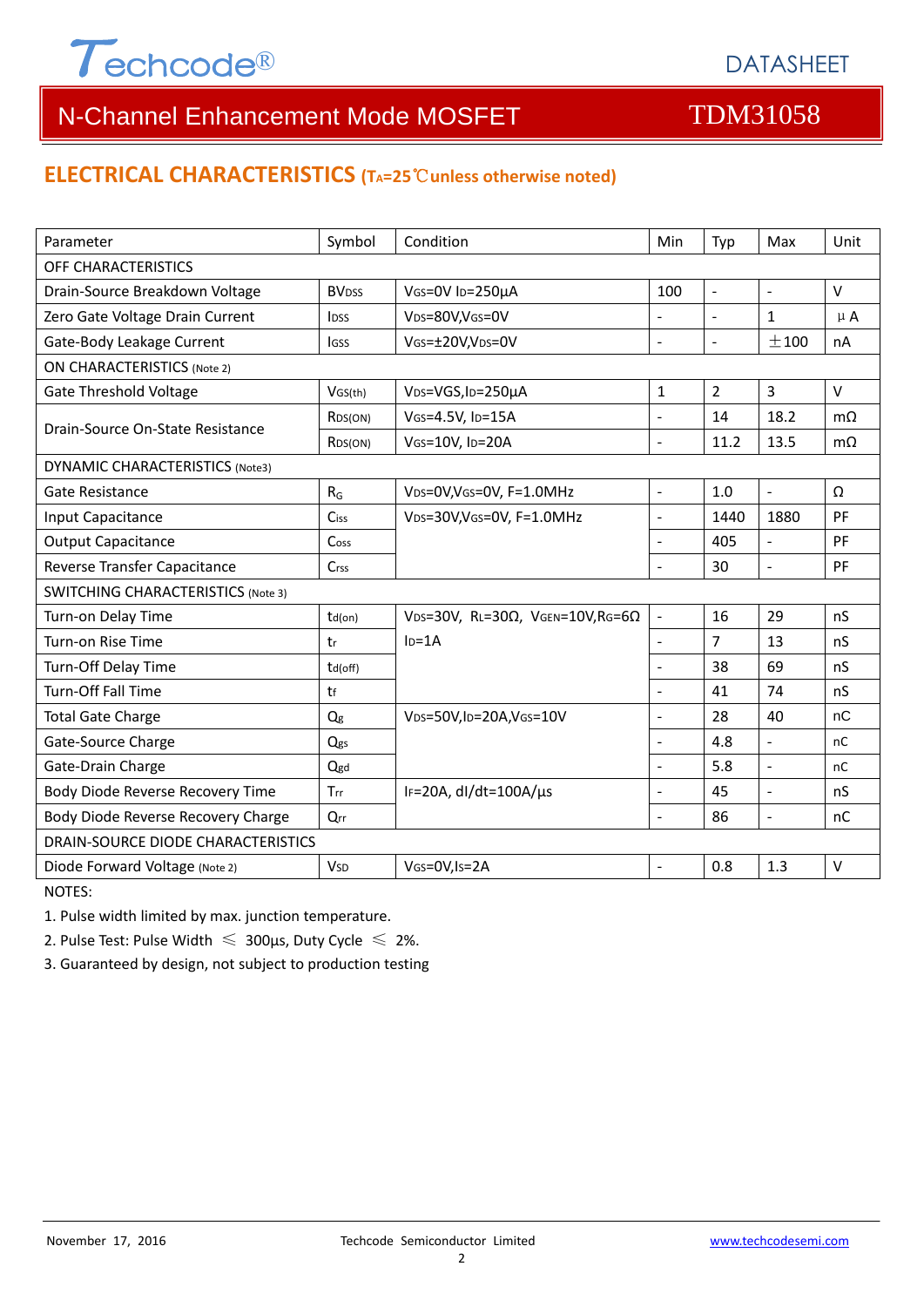# N-Channel Enhancement Mode MOSFET — TDM31058

## ELECTRICAL CHARACTERISTICS ($T_A$=25℃unless otherwise noted)

| Parameter | Symbol | Condition | Min | Typ | Max | Unit |
|---|---|---|---|---|---|---|
| OFF CHARACTERISTICS | | | | | | |
| Drain-Source Breakdown Voltage | $BV_{DSS}$ | $V_{GS}$=0V $I_D$=250μA | 100 | - | - | V |
| Zero Gate Voltage Drain Current | $I_{DSS}$ | $V_{DS}$=80V,$V_{GS}$=0V | - | - | 1 | μA |
| Gate-Body Leakage Current | $I_{GSS}$ | $V_{GS}$=±20V,$V_{DS}$=0V | - | - | ±100 | nA |
| ON CHARACTERISTICS (Note 2) | | | | | | |
| Gate Threshold Voltage | $V_{GS(th)}$ | $V_{DS}$=VGS,$I_D$=250μA | 1 | 2 | 3 | V |
| Drain-Source On-State Resistance | $R_{DS(ON)}$ | $V_{GS}$=4.5V, $I_D$=15A | - | 14 | 18.2 | mΩ |
| | $R_{DS(ON)}$ | $V_{GS}$=10V, $I_D$=20A | - | 11.2 | 13.5 | mΩ |
| DYNAMIC CHARACTERISTICS (Note3) | | | | | | |
| Gate Resistance | $R_G$ | $V_{DS}$=0V,$V_{GS}$=0V, F=1.0MHz | - | 1.0 | - | Ω |
| Input Capacitance | $C_{iss}$ | $V_{DS}$=30V,$V_{GS}$=0V, F=1.0MHz | - | 1440 | 1880 | PF |
| Output Capacitance | $C_{oss}$ | | - | 405 | - | PF |
| Reverse Transfer Capacitance | $C_{rss}$ | | - | 30 | - | PF |
| SWITCHING CHARACTERISTICS (Note 3) | | | | | | |
| Turn-on Delay Time | $t_{d(on)}$ | $V_{DS}$=30V, $R_L$=30Ω, $V_{GEN}$=10V,$R_G$=6Ω $I_D$=1A | - | 16 | 29 | nS |
| Turn-on Rise Time | $t_r$ | | - | 7 | 13 | nS |
| Turn-Off Delay Time | $t_{d(off)}$ | | - | 38 | 69 | nS |
| Turn-Off Fall Time | $t_f$ | | - | 41 | 74 | nS |
| Total Gate Charge | $Q_g$ | $V_{DS}$=50V,$I_D$=20A,$V_{GS}$=10V | - | 28 | 40 | nC |
| Gate-Source Charge | $Q_{gs}$ | | - | 4.8 | - | nC |
| Gate-Drain Charge | $Q_{gd}$ | | - | 5.8 | - | nC |
| Body Diode Reverse Recovery Time | $T_{rr}$ | $I_F$=20A, dI/dt=100A/μs | - | 45 | - | nS |
| Body Diode Reverse Recovery Charge | $Q_{rr}$ | | - | 86 | - | nC |
| DRAIN-SOURCE DIODE CHARACTERISTICS | | | | | | |
| Diode Forward Voltage (Note 2) | $V_{SD}$ | $V_{GS}$=0V,$I_S$=2A | - | 0.8 | 1.3 | V |

NOTES:

1. Pulse width limited by max. junction temperature.
2. Pulse Test: Pulse Width ≤ 300μs, Duty Cycle ≤ 2%.
3. Guaranteed by design, not subject to production testing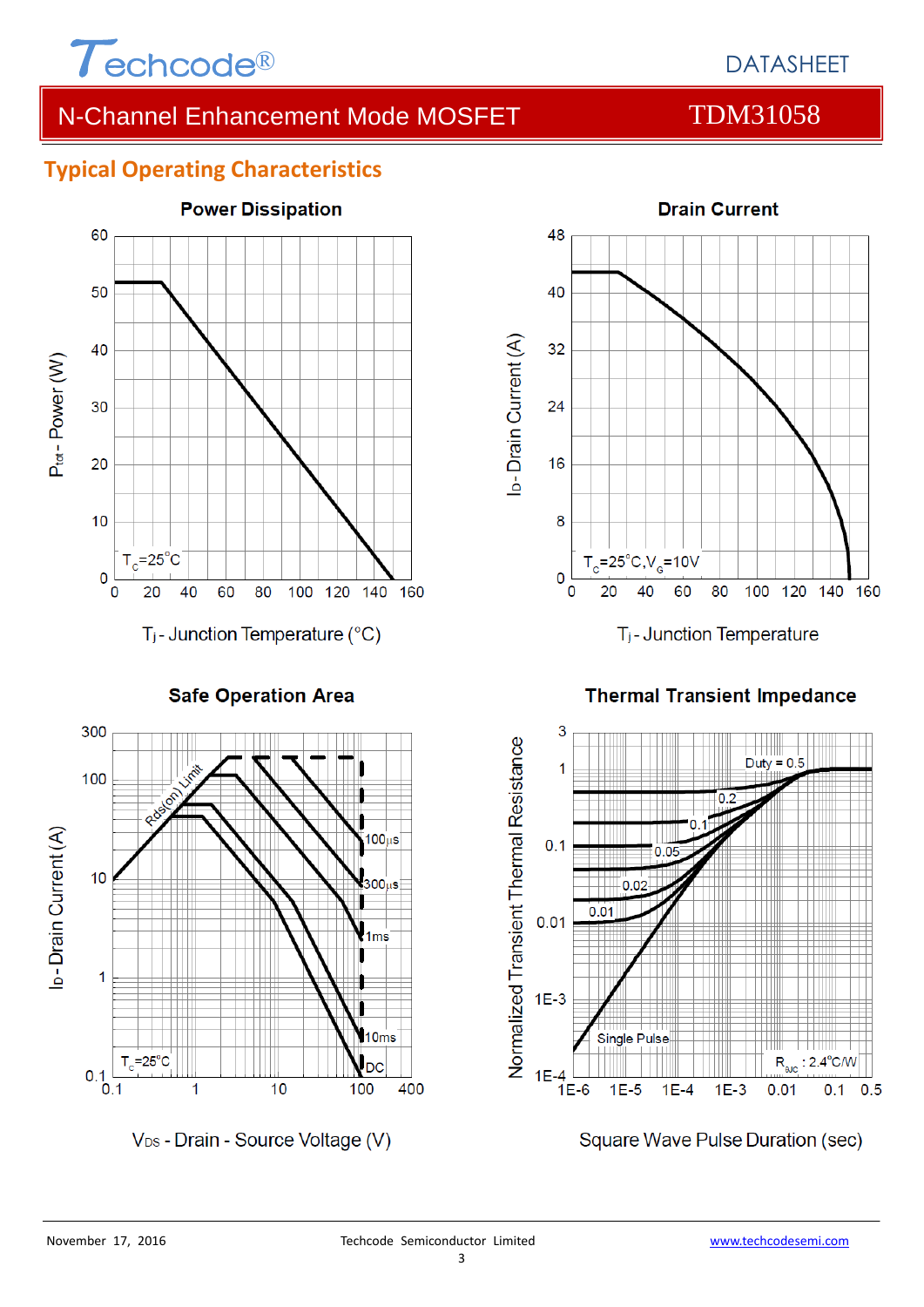## Typical Operating Characteristics

### Power Dissipation

$P_{tot}$ - Power (W)

$T_C$=25°C

$T_j$ - Junction Temperature (°C)

### Drain Current

$I_D$ - Drain Current (A)

$T_C$=25°C, $V_G$=10V

$T_j$ - Junction Temperature

### Safe Operation Area

$I_D$ - Drain Current (A)

Rds(on) Limit

100µs, 300µs, 1ms, 10ms, DC

$T_C$=25°C

$V_{DS}$ - Drain - Source Voltage (V)

### Thermal Transient Impedance

Normalized Transient Thermal Resistance

Duty = 0.5, 0.2, 0.1, 0.05, 0.02, 0.01, Single Pulse

$R_{\theta JC}$ : 2.4°C/W

Square Wave Pulse Duration (sec)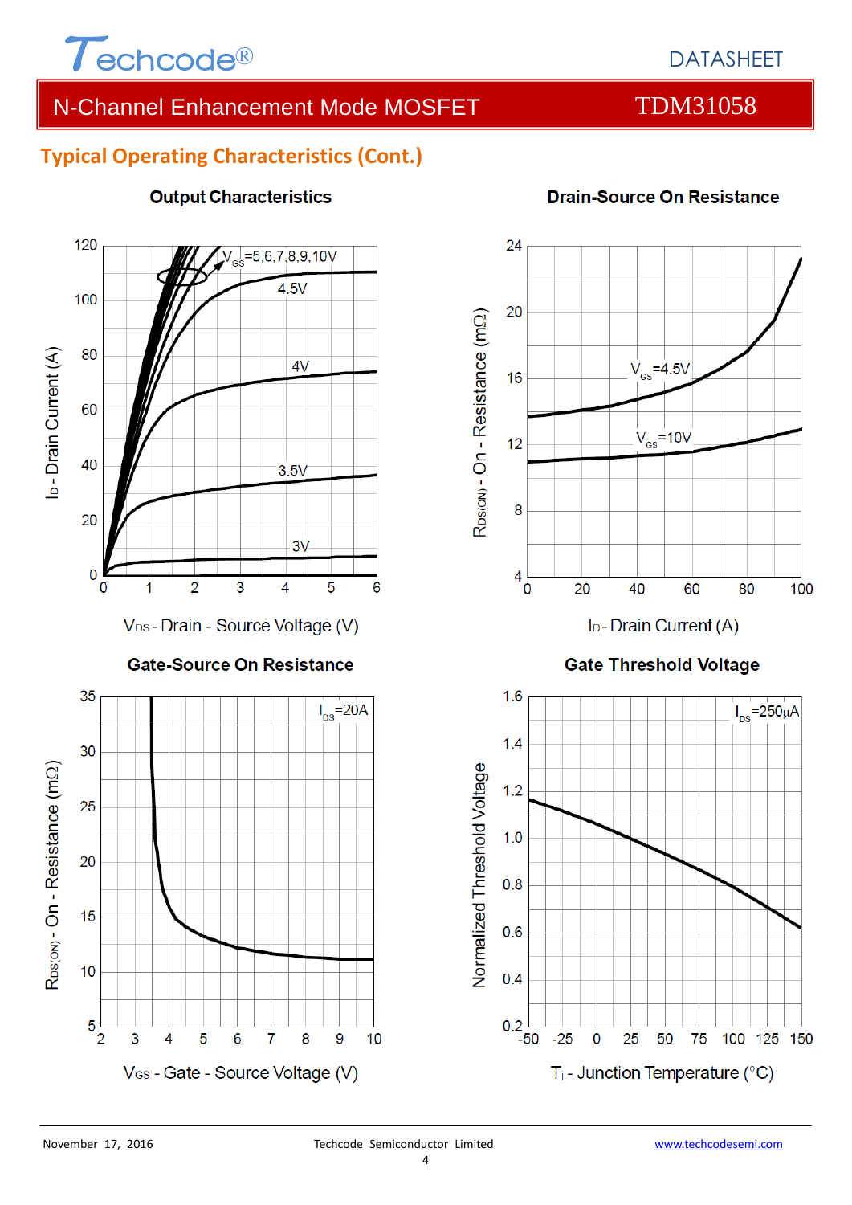## Typical Operating Characteristics (Cont.)

### Output Characteristics

$V_{GS}$=5,6,7,8,9,10V

4.5V

4V

3.5V

3V

$I_D$ - Drain Current (A)

$V_{DS}$ - Drain - Source Voltage (V)

### Drain-Source On Resistance

$V_{GS}$=4.5V

$V_{GS}$=10V

$R_{DS(ON)}$ - On - Resistance (mΩ)

$I_D$ - Drain Current (A)

### Gate-Source On Resistance

$I_{DS}$=20A

$R_{DS(ON)}$ - On - Resistance (mΩ)

$V_{GS}$ - Gate - Source Voltage (V)

### Gate Threshold Voltage

$I_{DS}$=250µA

Normalized Threshold Voltage

$T_j$ - Junction Temperature (°C)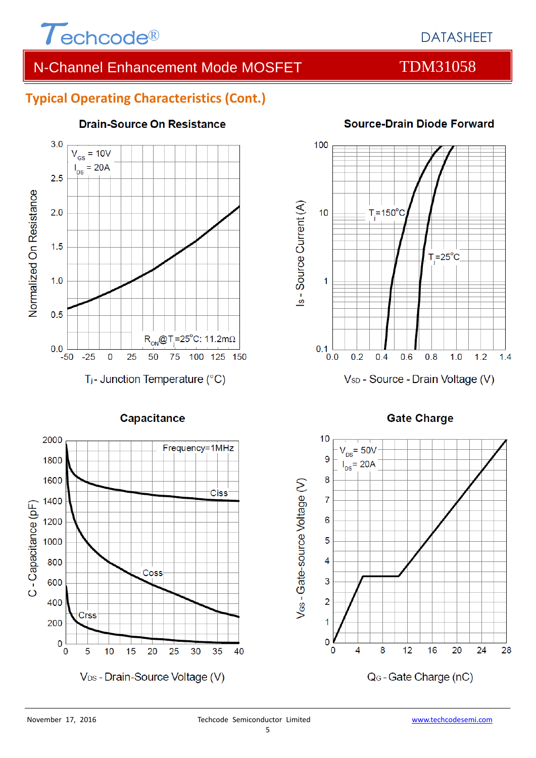## Typical Operating Characteristics (Cont.)

**Drain-Source On Resistance**

$V_{GS}$ = 10V
$I_{DS}$ = 20A

$R_{ON}$@$T_j$=25°C: 11.2mΩ

Normalized On Resistance vs. $T_j$ - Junction Temperature (°C)

**Source-Drain Diode Forward**

$T_j$=150°C
$T_j$=25°C

Is - Source Current (A) vs. $V_{SD}$ - Source - Drain Voltage (V)

**Capacitance**

Frequency=1MHz

Ciss
Coss
Crss

C - Capacitance (pF) vs. $V_{DS}$ - Drain-Source Voltage (V)

**Gate Charge**

$V_{DS}$= 50V
$I_{DS}$= 20A

$V_{GS}$ - Gate-source Voltage (V) vs. $Q_G$ - Gate Charge (nC)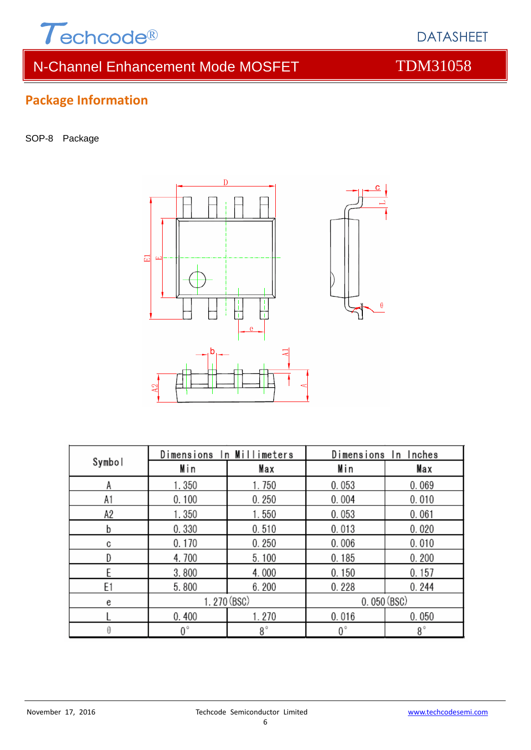## Package Information

SOP-8 Package

| Symbol | Dimensions In Millimeters | | Dimensions In Inches | |
|---|---|---|---|---|
| | Min | Max | Min | Max |
| A | 1.350 | 1.750 | 0.053 | 0.069 |
| A1 | 0.100 | 0.250 | 0.004 | 0.010 |
| A2 | 1.350 | 1.550 | 0.053 | 0.061 |
| b | 0.330 | 0.510 | 0.013 | 0.020 |
| c | 0.170 | 0.250 | 0.006 | 0.010 |
| D | 4.700 | 5.100 | 0.185 | 0.200 |
| E | 3.800 | 4.000 | 0.150 | 0.157 |
| E1 | 5.800 | 6.200 | 0.228 | 0.244 |
| e | 1.270 (BSC) | | 0.050 (BSC) | |
| L | 0.400 | 1.270 | 0.016 | 0.050 |
| θ | 0° | 8° | 0° | 8° |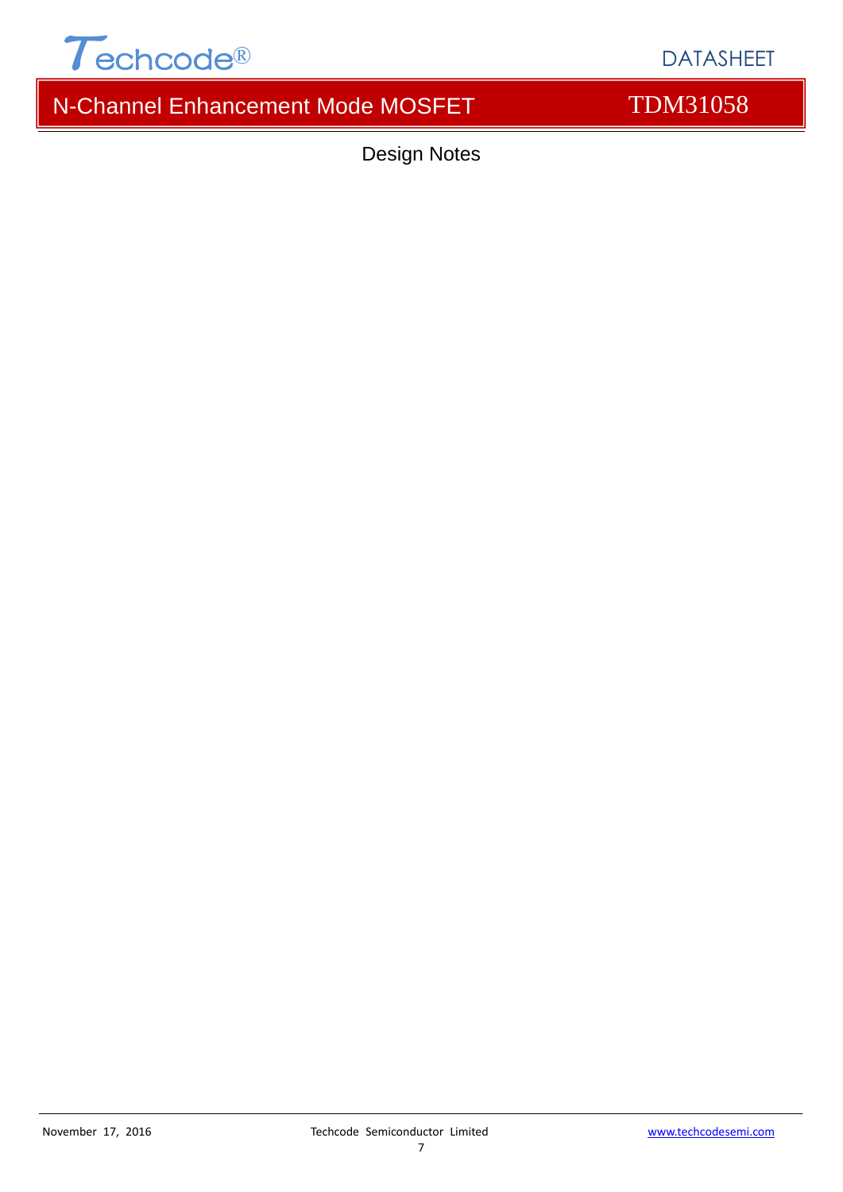Design Notes